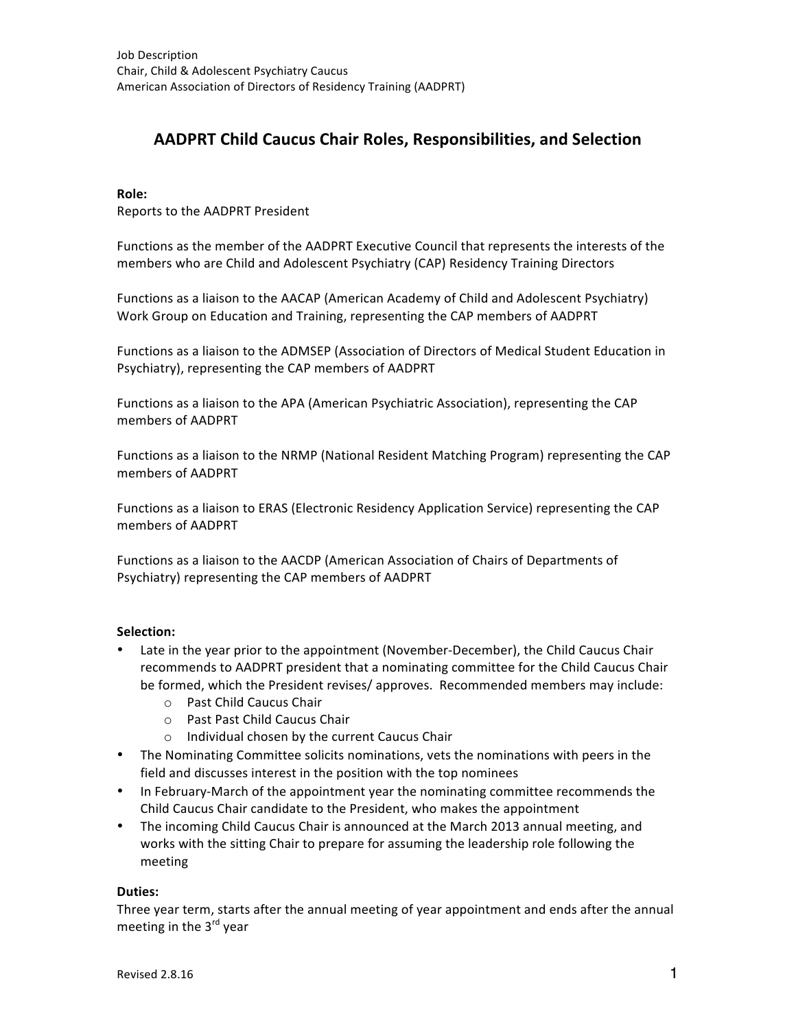Job Description
Chair, Child & Adolescent Psychiatry Caucus
American Association of Directors of Residency Training (AADPRT)

# AADPRT Child Caucus Chair Roles, Responsibilities, and Selection

**Role:**
Reports to the AADPRT President

Functions as the member of the AADPRT Executive Council that represents the interests of the members who are Child and Adolescent Psychiatry (CAP) Residency Training Directors

Functions as a liaison to the AACAP (American Academy of Child and Adolescent Psychiatry) Work Group on Education and Training, representing the CAP members of AADPRT

Functions as a liaison to the ADMSEP (Association of Directors of Medical Student Education in Psychiatry), representing the CAP members of AADPRT

Functions as a liaison to the APA (American Psychiatric Association), representing the CAP members of AADPRT

Functions as a liaison to the NRMP (National Resident Matching Program) representing the CAP members of AADPRT

Functions as a liaison to ERAS (Electronic Residency Application Service) representing the CAP members of AADPRT

Functions as a liaison to the AACDP (American Association of Chairs of Departments of Psychiatry) representing the CAP members of AADPRT

**Selection:**

- Late in the year prior to the appointment (November-December), the Child Caucus Chair recommends to AADPRT president that a nominating committee for the Child Caucus Chair be formed, which the President revises/ approves. Recommended members may include:
    - Past Child Caucus Chair
    - Past Past Child Caucus Chair
    - Individual chosen by the current Caucus Chair
- The Nominating Committee solicits nominations, vets the nominations with peers in the field and discusses interest in the position with the top nominees
- In February-March of the appointment year the nominating committee recommends the Child Caucus Chair candidate to the President, who makes the appointment
- The incoming Child Caucus Chair is announced at the March 2013 annual meeting, and works with the sitting Chair to prepare for assuming the leadership role following the meeting

**Duties:**
Three year term, starts after the annual meeting of year appointment and ends after the annual meeting in the 3rd year

Revised 2.8.16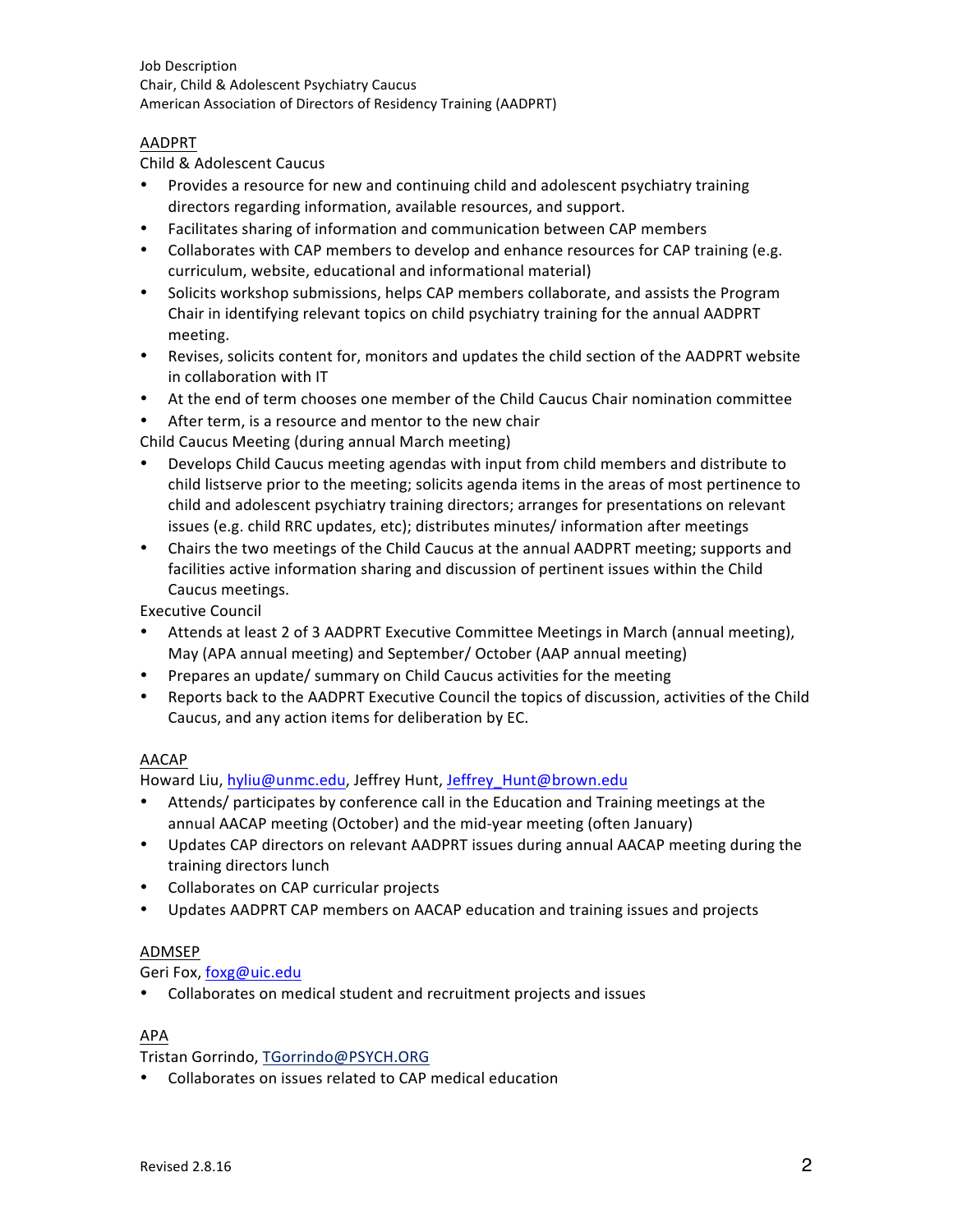Job Description
Chair, Child & Adolescent Psychiatry Caucus
American Association of Directors of Residency Training (AADPRT)

AADPRT

Child & Adolescent Caucus

- Provides a resource for new and continuing child and adolescent psychiatry training directors regarding information, available resources, and support.
- Facilitates sharing of information and communication between CAP members
- Collaborates with CAP members to develop and enhance resources for CAP training (e.g. curriculum, website, educational and informational material)
- Solicits workshop submissions, helps CAP members collaborate, and assists the Program Chair in identifying relevant topics on child psychiatry training for the annual AADPRT meeting.
- Revises, solicits content for, monitors and updates the child section of the AADPRT website in collaboration with IT
- At the end of term chooses one member of the Child Caucus Chair nomination committee
- After term, is a resource and mentor to the new chair

Child Caucus Meeting (during annual March meeting)

- Develops Child Caucus meeting agendas with input from child members and distribute to child listserve prior to the meeting; solicits agenda items in the areas of most pertinence to child and adolescent psychiatry training directors; arranges for presentations on relevant issues (e.g. child RRC updates, etc); distributes minutes/ information after meetings
- Chairs the two meetings of the Child Caucus at the annual AADPRT meeting; supports and facilities active information sharing and discussion of pertinent issues within the Child Caucus meetings.

Executive Council

- Attends at least 2 of 3 AADPRT Executive Committee Meetings in March (annual meeting), May (APA annual meeting) and September/ October (AAP annual meeting)
- Prepares an update/ summary on Child Caucus activities for the meeting
- Reports back to the AADPRT Executive Council the topics of discussion, activities of the Child Caucus, and any action items for deliberation by EC.

AACAP

Howard Liu, hyliu@unmc.edu, Jeffrey Hunt, Jeffrey_Hunt@brown.edu

- Attends/ participates by conference call in the Education and Training meetings at the annual AACAP meeting (October) and the mid-year meeting (often January)
- Updates CAP directors on relevant AADPRT issues during annual AACAP meeting during the training directors lunch
- Collaborates on CAP curricular projects
- Updates AADPRT CAP members on AACAP education and training issues and projects

ADMSEP

Geri Fox, foxg@uic.edu

- Collaborates on medical student and recruitment projects and issues

APA

Tristan Gorrindo, TGorrindo@PSYCH.ORG

- Collaborates on issues related to CAP medical education

Revised 2.8.16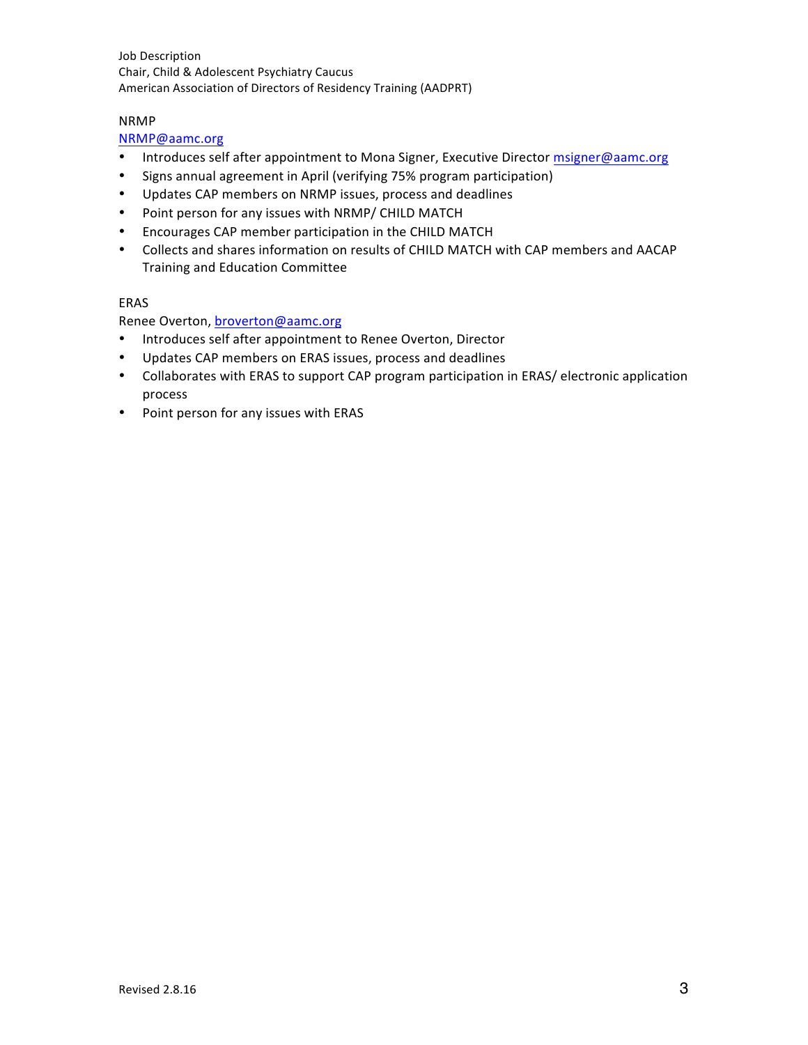NRMP

NRMP@aamc.org

- Introduces self after appointment to Mona Signer, Executive Director msigner@aamc.org
- Signs annual agreement in April (verifying 75% program participation)
- Updates CAP members on NRMP issues, process and deadlines
- Point person for any issues with NRMP/ CHILD MATCH
- Encourages CAP member participation in the CHILD MATCH
- Collects and shares information on results of CHILD MATCH with CAP members and AACAP Training and Education Committee

ERAS

Renee Overton, broverton@aamc.org

- Introduces self after appointment to Renee Overton, Director
- Updates CAP members on ERAS issues, process and deadlines
- Collaborates with ERAS to support CAP program participation in ERAS/ electronic application process
- Point person for any issues with ERAS